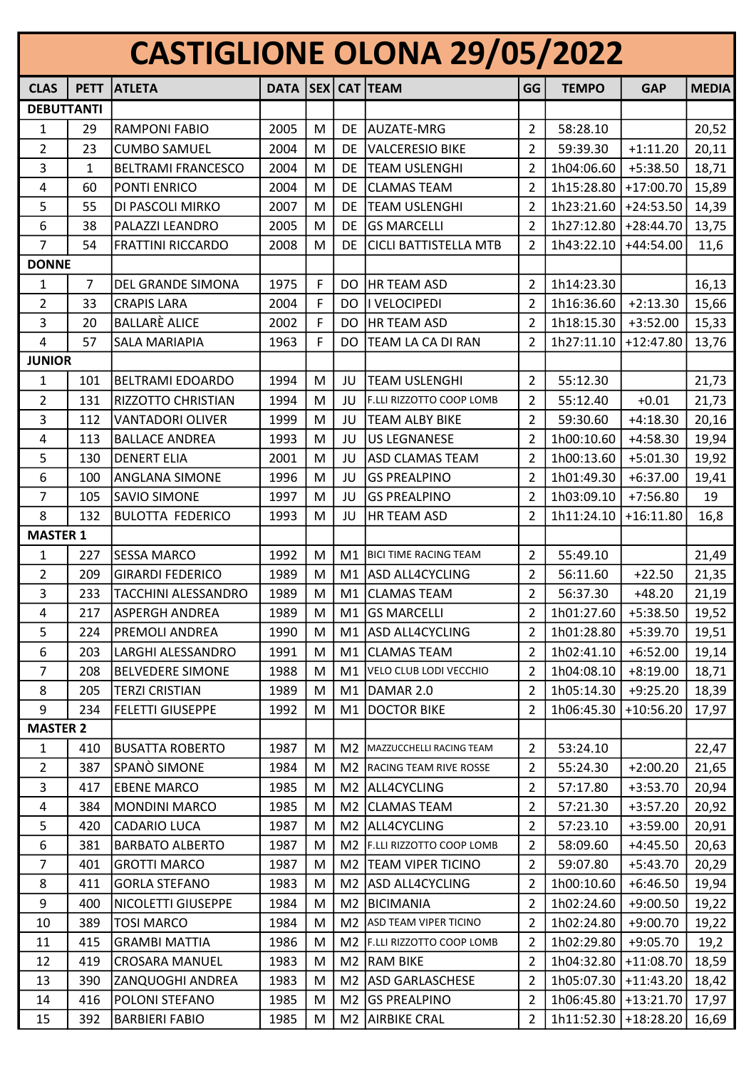# CASTIGLIONE OLONA 29/05/2022

| CLAS | PETT | ATLETA | DATA | SEX | CAT | TEAM | GG | TEMPO | GAP | MEDIA |
|---|---|---|---|---|---|---|---|---|---|---|
| **DEBUTTANTI** | | | | | | | | | | |
| 1 | 29 | RAMPONI FABIO | 2005 | M | DE | AUZATE-MRG | 2 | 58:28.10 | | 20,52 |
| 2 | 23 | CUMBO SAMUEL | 2004 | M | DE | VALCERESIO BIKE | 2 | 59:39.30 | +1:11.20 | 20,11 |
| 3 | 1 | BELTRAMI FRANCESCO | 2004 | M | DE | TEAM USLENGHI | 2 | 1h04:06.60 | +5:38.50 | 18,71 |
| 4 | 60 | PONTI ENRICO | 2004 | M | DE | CLAMAS TEAM | 2 | 1h15:28.80 | +17:00.70 | 15,89 |
| 5 | 55 | DI PASCOLI MIRKO | 2007 | M | DE | TEAM USLENGHI | 2 | 1h23:21.60 | +24:53.50 | 14,39 |
| 6 | 38 | PALAZZI LEANDRO | 2005 | M | DE | GS MARCELLI | 2 | 1h27:12.80 | +28:44.70 | 13,75 |
| 7 | 54 | FRATTINI RICCARDO | 2008 | M | DE | CICLI BATTISTELLA MTB | 2 | 1h43:22.10 | +44:54.00 | 11,6 |
| **DONNE** | | | | | | | | | | |
| 1 | 7 | DEL GRANDE SIMONA | 1975 | F | DO | HR TEAM ASD | 2 | 1h14:23.30 | | 16,13 |
| 2 | 33 | CRAPIS LARA | 2004 | F | DO | I VELOCIPEDI | 2 | 1h16:36.60 | +2:13.30 | 15,66 |
| 3 | 20 | BALLARÈ ALICE | 2002 | F | DO | HR TEAM ASD | 2 | 1h18:15.30 | +3:52.00 | 15,33 |
| 4 | 57 | SALA MARIAPIA | 1963 | F | DO | TEAM LA CA DI RAN | 2 | 1h27:11.10 | +12:47.80 | 13,76 |
| **JUNIOR** | | | | | | | | | | |
| 1 | 101 | BELTRAMI EDOARDO | 1994 | M | JU | TEAM USLENGHI | 2 | 55:12.30 | | 21,73 |
| 2 | 131 | RIZZOTTO CHRISTIAN | 1994 | M | JU | F.LLI RIZZOTTO COOP LOMB | 2 | 55:12.40 | +0.01 | 21,73 |
| 3 | 112 | VANTADORI OLIVER | 1999 | M | JU | TEAM ALBY BIKE | 2 | 59:30.60 | +4:18.30 | 20,16 |
| 4 | 113 | BALLACE ANDREA | 1993 | M | JU | US LEGNANESE | 2 | 1h00:10.60 | +4:58.30 | 19,94 |
| 5 | 130 | DENERT ELIA | 2001 | M | JU | ASD CLAMAS TEAM | 2 | 1h00:13.60 | +5:01.30 | 19,92 |
| 6 | 100 | ANGLANA SIMONE | 1996 | M | JU | GS PREALPINO | 2 | 1h01:49.30 | +6:37.00 | 19,41 |
| 7 | 105 | SAVIO SIMONE | 1997 | M | JU | GS PREALPINO | 2 | 1h03:09.10 | +7:56.80 | 19 |
| 8 | 132 | BULOTTA FEDERICO | 1993 | M | JU | HR TEAM ASD | 2 | 1h11:24.10 | +16:11.80 | 16,8 |
| **MASTER 1** | | | | | | | | | | |
| 1 | 227 | SESSA MARCO | 1992 | M | M1 | BICI TIME RACING TEAM | 2 | 55:49.10 | | 21,49 |
| 2 | 209 | GIRARDI FEDERICO | 1989 | M | M1 | ASD ALL4CYCLING | 2 | 56:11.60 | +22.50 | 21,35 |
| 3 | 233 | TACCHINI ALESSANDRO | 1989 | M | M1 | CLAMAS TEAM | 2 | 56:37.30 | +48.20 | 21,19 |
| 4 | 217 | ASPERGH ANDREA | 1989 | M | M1 | GS MARCELLI | 2 | 1h01:27.60 | +5:38.50 | 19,52 |
| 5 | 224 | PREMOLI ANDREA | 1990 | M | M1 | ASD ALL4CYCLING | 2 | 1h01:28.80 | +5:39.70 | 19,51 |
| 6 | 203 | LARGHI ALESSANDRO | 1991 | M | M1 | CLAMAS TEAM | 2 | 1h02:41.10 | +6:52.00 | 19,14 |
| 7 | 208 | BELVEDERE SIMONE | 1988 | M | M1 | VELO CLUB LODI VECCHIO | 2 | 1h04:08.10 | +8:19.00 | 18,71 |
| 8 | 205 | TERZI CRISTIAN | 1989 | M | M1 | DAMAR 2.0 | 2 | 1h05:14.30 | +9:25.20 | 18,39 |
| 9 | 234 | FELETTI GIUSEPPE | 1992 | M | M1 | DOCTOR BIKE | 2 | 1h06:45.30 | +10:56.20 | 17,97 |
| **MASTER 2** | | | | | | | | | | |
| 1 | 410 | BUSATTA ROBERTO | 1987 | M | M2 | MAZZUCCHELLI RACING TEAM | 2 | 53:24.10 | | 22,47 |
| 2 | 387 | SPANÒ SIMONE | 1984 | M | M2 | RACING TEAM RIVE ROSSE | 2 | 55:24.30 | +2:00.20 | 21,65 |
| 3 | 417 | EBENE MARCO | 1985 | M | M2 | ALL4CYCLING | 2 | 57:17.80 | +3:53.70 | 20,94 |
| 4 | 384 | MONDINI MARCO | 1985 | M | M2 | CLAMAS TEAM | 2 | 57:21.30 | +3:57.20 | 20,92 |
| 5 | 420 | CADARIO LUCA | 1987 | M | M2 | ALL4CYCLING | 2 | 57:23.10 | +3:59.00 | 20,91 |
| 6 | 381 | BARBATO ALBERTO | 1987 | M | M2 | F.LLI RIZZOTTO COOP LOMB | 2 | 58:09.60 | +4:45.50 | 20,63 |
| 7 | 401 | GROTTI MARCO | 1987 | M | M2 | TEAM VIPER TICINO | 2 | 59:07.80 | +5:43.70 | 20,29 |
| 8 | 411 | GORLA STEFANO | 1983 | M | M2 | ASD ALL4CYCLING | 2 | 1h00:10.60 | +6:46.50 | 19,94 |
| 9 | 400 | NICOLETTI GIUSEPPE | 1984 | M | M2 | BICIMANIA | 2 | 1h02:24.60 | +9:00.50 | 19,22 |
| 10 | 389 | TOSI MARCO | 1984 | M | M2 | ASD TEAM VIPER TICINO | 2 | 1h02:24.80 | +9:00.70 | 19,22 |
| 11 | 415 | GRAMBI MATTIA | 1986 | M | M2 | F.LLI RIZZOTTO COOP LOMB | 2 | 1h02:29.80 | +9:05.70 | 19,2 |
| 12 | 419 | CROSARA MANUEL | 1983 | M | M2 | RAM BIKE | 2 | 1h04:32.80 | +11:08.70 | 18,59 |
| 13 | 390 | ZANQUOGHI ANDREA | 1983 | M | M2 | ASD GARLASCHESE | 2 | 1h05:07.30 | +11:43.20 | 18,42 |
| 14 | 416 | POLONI STEFANO | 1985 | M | M2 | GS PREALPINO | 2 | 1h06:45.80 | +13:21.70 | 17,97 |
| 15 | 392 | BARBIERI FABIO | 1985 | M | M2 | AIRBIKE CRAL | 2 | 1h11:52.30 | +18:28.20 | 16,69 |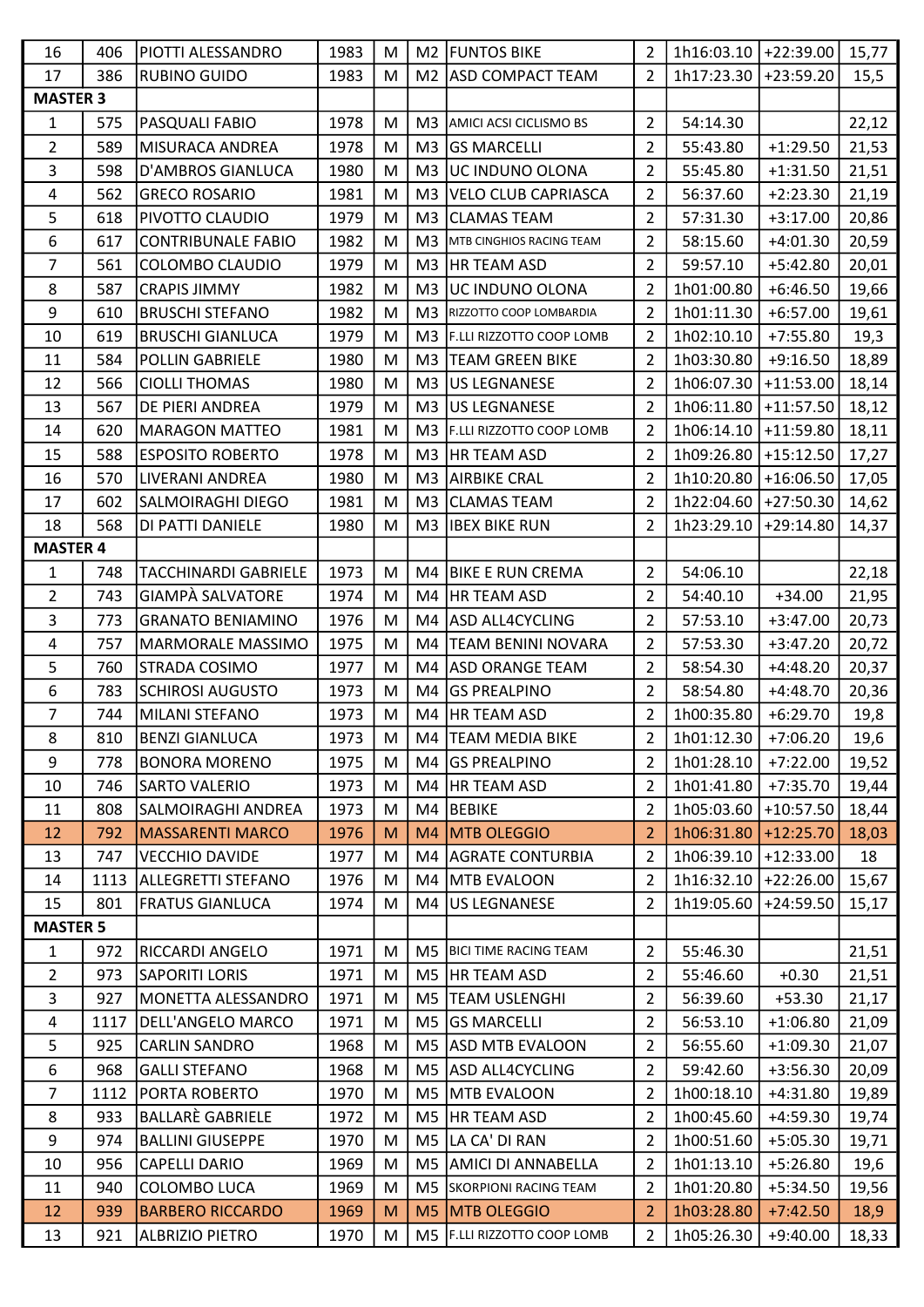| | | | | | | | | | | |
|---|---|---|---|---|---|---|---|---|---|---|
| 16 | 406 | PIOTTI ALESSANDRO | 1983 | M | M2 | FUNTOS BIKE | 2 | 1h16:03.10 | +22:39.00 | 15,77 |
| 17 | 386 | RUBINO GUIDO | 1983 | M | M2 | ASD COMPACT TEAM | 2 | 1h17:23.30 | +23:59.20 | 15,5 |
| **MASTER 3** | | | | | | | | | | |
| 1 | 575 | PASQUALI FABIO | 1978 | M | M3 | AMICI ACSI CICLISMO BS | 2 | 54:14.30 | | 22,12 |
| 2 | 589 | MISURACA ANDREA | 1978 | M | M3 | GS MARCELLI | 2 | 55:43.80 | +1:29.50 | 21,53 |
| 3 | 598 | D'AMBROS GIANLUCA | 1980 | M | M3 | UC INDUNO OLONA | 2 | 55:45.80 | +1:31.50 | 21,51 |
| 4 | 562 | GRECO ROSARIO | 1981 | M | M3 | VELO CLUB CAPRIASCA | 2 | 56:37.60 | +2:23.30 | 21,19 |
| 5 | 618 | PIVOTTO CLAUDIO | 1979 | M | M3 | CLAMAS TEAM | 2 | 57:31.30 | +3:17.00 | 20,86 |
| 6 | 617 | CONTRIBUNALE FABIO | 1982 | M | M3 | MTB CINGHIOS RACING TEAM | 2 | 58:15.60 | +4:01.30 | 20,59 |
| 7 | 561 | COLOMBO CLAUDIO | 1979 | M | M3 | HR TEAM ASD | 2 | 59:57.10 | +5:42.80 | 20,01 |
| 8 | 587 | CRAPIS JIMMY | 1982 | M | M3 | UC INDUNO OLONA | 2 | 1h01:00.80 | +6:46.50 | 19,66 |
| 9 | 610 | BRUSCHI STEFANO | 1982 | M | M3 | RIZZOTTO COOP LOMBARDIA | 2 | 1h01:11.30 | +6:57.00 | 19,61 |
| 10 | 619 | BRUSCHI GIANLUCA | 1979 | M | M3 | F.LLI RIZZOTTO COOP LOMB | 2 | 1h02:10.10 | +7:55.80 | 19,3 |
| 11 | 584 | POLLIN GABRIELE | 1980 | M | M3 | TEAM GREEN BIKE | 2 | 1h03:30.80 | +9:16.50 | 18,89 |
| 12 | 566 | CIOLLI THOMAS | 1980 | M | M3 | US LEGNANESE | 2 | 1h06:07.30 | +11:53.00 | 18,14 |
| 13 | 567 | DE PIERI ANDREA | 1979 | M | M3 | US LEGNANESE | 2 | 1h06:11.80 | +11:57.50 | 18,12 |
| 14 | 620 | MARAGON MATTEO | 1981 | M | M3 | F.LLI RIZZOTTO COOP LOMB | 2 | 1h06:14.10 | +11:59.80 | 18,11 |
| 15 | 588 | ESPOSITO ROBERTO | 1978 | M | M3 | HR TEAM ASD | 2 | 1h09:26.80 | +15:12.50 | 17,27 |
| 16 | 570 | LIVERANI ANDREA | 1980 | M | M3 | AIRBIKE CRAL | 2 | 1h10:20.80 | +16:06.50 | 17,05 |
| 17 | 602 | SALMOIRAGHI DIEGO | 1981 | M | M3 | CLAMAS TEAM | 2 | 1h22:04.60 | +27:50.30 | 14,62 |
| 18 | 568 | DI PATTI DANIELE | 1980 | M | M3 | IBEX BIKE RUN | 2 | 1h23:29.10 | +29:14.80 | 14,37 |
| **MASTER 4** | | | | | | | | | | |
| 1 | 748 | TACCHINARDI GABRIELE | 1973 | M | M4 | BIKE E RUN CREMA | 2 | 54:06.10 | | 22,18 |
| 2 | 743 | GIAMPÀ SALVATORE | 1974 | M | M4 | HR TEAM ASD | 2 | 54:40.10 | +34.00 | 21,95 |
| 3 | 773 | GRANATO BENIAMINO | 1976 | M | M4 | ASD ALL4CYCLING | 2 | 57:53.10 | +3:47.00 | 20,73 |
| 4 | 757 | MARMORALE MASSIMO | 1975 | M | M4 | TEAM BENINI NOVARA | 2 | 57:53.30 | +3:47.20 | 20,72 |
| 5 | 760 | STRADA COSIMO | 1977 | M | M4 | ASD ORANGE TEAM | 2 | 58:54.30 | +4:48.20 | 20,37 |
| 6 | 783 | SCHIROSI AUGUSTO | 1973 | M | M4 | GS PREALPINO | 2 | 58:54.80 | +4:48.70 | 20,36 |
| 7 | 744 | MILANI STEFANO | 1973 | M | M4 | HR TEAM ASD | 2 | 1h00:35.80 | +6:29.70 | 19,8 |
| 8 | 810 | BENZI GIANLUCA | 1973 | M | M4 | TEAM MEDIA BIKE | 2 | 1h01:12.30 | +7:06.20 | 19,6 |
| 9 | 778 | BONORA MORENO | 1975 | M | M4 | GS PREALPINO | 2 | 1h01:28.10 | +7:22.00 | 19,52 |
| 10 | 746 | SARTO VALERIO | 1973 | M | M4 | HR TEAM ASD | 2 | 1h01:41.80 | +7:35.70 | 19,44 |
| 11 | 808 | SALMOIRAGHI ANDREA | 1973 | M | M4 | BEBIKE | 2 | 1h05:03.60 | +10:57.50 | 18,44 |
| 12 | 792 | MASSARENTI MARCO | 1976 | M | M4 | MTB OLEGGIO | 2 | 1h06:31.80 | +12:25.70 | 18,03 |
| 13 | 747 | VECCHIO DAVIDE | 1977 | M | M4 | AGRATE CONTURBIA | 2 | 1h06:39.10 | +12:33.00 | 18 |
| 14 | 1113 | ALLEGRETTI STEFANO | 1976 | M | M4 | MTB EVALOON | 2 | 1h16:32.10 | +22:26.00 | 15,67 |
| 15 | 801 | FRATUS GIANLUCA | 1974 | M | M4 | US LEGNANESE | 2 | 1h19:05.60 | +24:59.50 | 15,17 |
| **MASTER 5** | | | | | | | | | | |
| 1 | 972 | RICCARDI ANGELO | 1971 | M | M5 | BICI TIME RACING TEAM | 2 | 55:46.30 | | 21,51 |
| 2 | 973 | SAPORITI LORIS | 1971 | M | M5 | HR TEAM ASD | 2 | 55:46.60 | +0.30 | 21,51 |
| 3 | 927 | MONETTA ALESSANDRO | 1971 | M | M5 | TEAM USLENGHI | 2 | 56:39.60 | +53.30 | 21,17 |
| 4 | 1117 | DELL'ANGELO MARCO | 1971 | M | M5 | GS MARCELLI | 2 | 56:53.10 | +1:06.80 | 21,09 |
| 5 | 925 | CARLIN SANDRO | 1968 | M | M5 | ASD MTB EVALOON | 2 | 56:55.60 | +1:09.30 | 21,07 |
| 6 | 968 | GALLI STEFANO | 1968 | M | M5 | ASD ALL4CYCLING | 2 | 59:42.60 | +3:56.30 | 20,09 |
| 7 | 1112 | PORTA ROBERTO | 1970 | M | M5 | MTB EVALOON | 2 | 1h00:18.10 | +4:31.80 | 19,89 |
| 8 | 933 | BALLARÈ GABRIELE | 1972 | M | M5 | HR TEAM ASD | 2 | 1h00:45.60 | +4:59.30 | 19,74 |
| 9 | 974 | BALLINI GIUSEPPE | 1970 | M | M5 | LA CA' DI RAN | 2 | 1h00:51.60 | +5:05.30 | 19,71 |
| 10 | 956 | CAPELLI DARIO | 1969 | M | M5 | AMICI DI ANNABELLA | 2 | 1h01:13.10 | +5:26.80 | 19,6 |
| 11 | 940 | COLOMBO LUCA | 1969 | M | M5 | SKORPIONI RACING TEAM | 2 | 1h01:20.80 | +5:34.50 | 19,56 |
| 12 | 939 | BARBERO RICCARDO | 1969 | M | M5 | MTB OLEGGIO | 2 | 1h03:28.80 | +7:42.50 | 18,9 |
| 13 | 921 | ALBRIZIO PIETRO | 1970 | M | M5 | F.LLI RIZZOTTO COOP LOMB | 2 | 1h05:26.30 | +9:40.00 | 18,33 |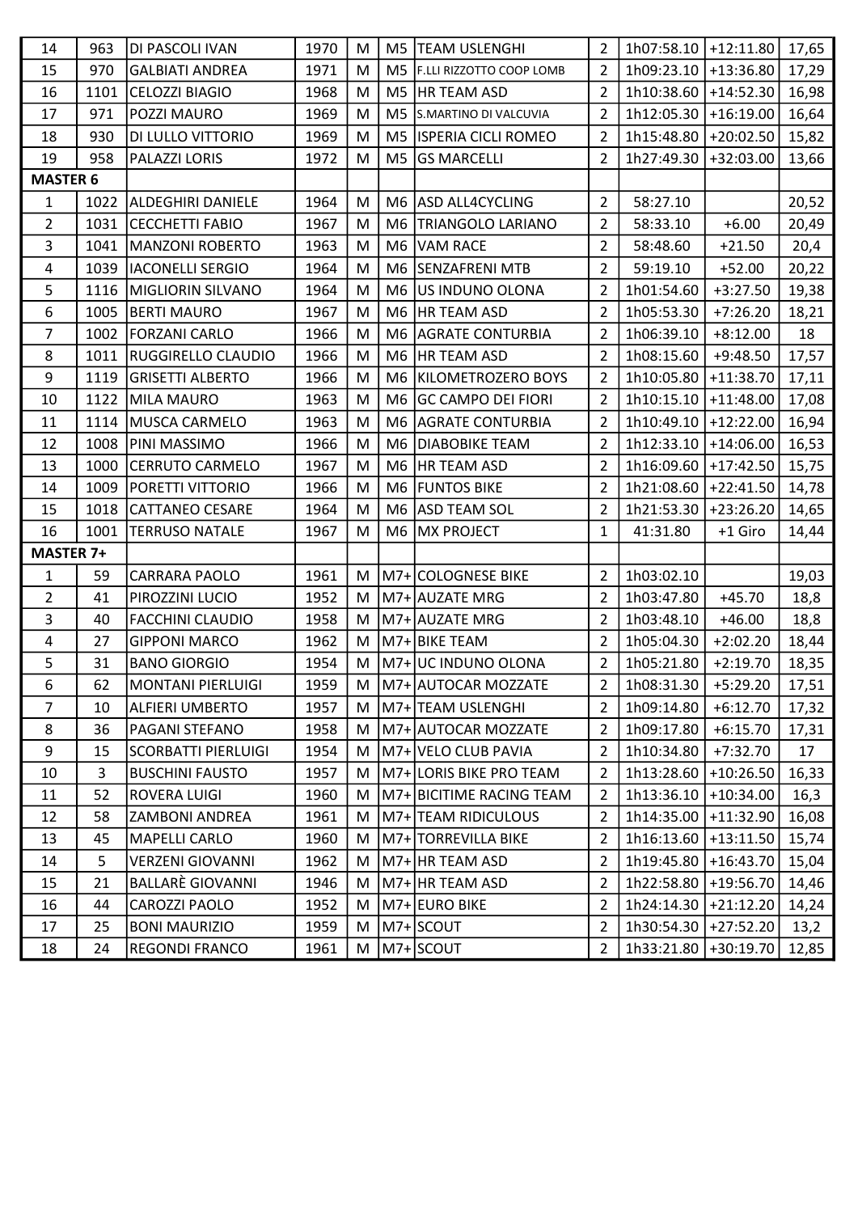| | | | | | | | | | | |
|---|---|---|---|---|---|---|---|---|---|---|
| 14 | 963 | DI PASCOLI IVAN | 1970 | M | M5 | TEAM USLENGHI | 2 | 1h07:58.10 | +12:11.80 | 17,65 |
| 15 | 970 | GALBIATI ANDREA | 1971 | M | M5 | F.LLI RIZZOTTO COOP LOMB | 2 | 1h09:23.10 | +13:36.80 | 17,29 |
| 16 | 1101 | CELOZZI BIAGIO | 1968 | M | M5 | HR TEAM ASD | 2 | 1h10:38.60 | +14:52.30 | 16,98 |
| 17 | 971 | POZZI MAURO | 1969 | M | M5 | S.MARTINO DI VALCUVIA | 2 | 1h12:05.30 | +16:19.00 | 16,64 |
| 18 | 930 | DI LULLO VITTORIO | 1969 | M | M5 | ISPERIA CICLI ROMEO | 2 | 1h15:48.80 | +20:02.50 | 15,82 |
| 19 | 958 | PALAZZI LORIS | 1972 | M | M5 | GS MARCELLI | 2 | 1h27:49.30 | +32:03.00 | 13,66 |
| **MASTER 6** | | | | | | | | | | |
| 1 | 1022 | ALDEGHIRI DANIELE | 1964 | M | M6 | ASD ALL4CYCLING | 2 | 58:27.10 | | 20,52 |
| 2 | 1031 | CECCHETTI FABIO | 1967 | M | M6 | TRIANGOLO LARIANO | 2 | 58:33.10 | +6.00 | 20,49 |
| 3 | 1041 | MANZONI ROBERTO | 1963 | M | M6 | VAM RACE | 2 | 58:48.60 | +21.50 | 20,4 |
| 4 | 1039 | IACONELLI SERGIO | 1964 | M | M6 | SENZAFRENI MTB | 2 | 59:19.10 | +52.00 | 20,22 |
| 5 | 1116 | MIGLIORIN SILVANO | 1964 | M | M6 | US INDUNO OLONA | 2 | 1h01:54.60 | +3:27.50 | 19,38 |
| 6 | 1005 | BERTI MAURO | 1967 | M | M6 | HR TEAM ASD | 2 | 1h05:53.30 | +7:26.20 | 18,21 |
| 7 | 1002 | FORZANI CARLO | 1966 | M | M6 | AGRATE CONTURBIA | 2 | 1h06:39.10 | +8:12.00 | 18 |
| 8 | 1011 | RUGGIRELLO CLAUDIO | 1966 | M | M6 | HR TEAM ASD | 2 | 1h08:15.60 | +9:48.50 | 17,57 |
| 9 | 1119 | GRISETTI ALBERTO | 1966 | M | M6 | KILOMETROZERO BOYS | 2 | 1h10:05.80 | +11:38.70 | 17,11 |
| 10 | 1122 | MILA MAURO | 1963 | M | M6 | GC CAMPO DEI FIORI | 2 | 1h10:15.10 | +11:48.00 | 17,08 |
| 11 | 1114 | MUSCA CARMELO | 1963 | M | M6 | AGRATE CONTURBIA | 2 | 1h10:49.10 | +12:22.00 | 16,94 |
| 12 | 1008 | PINI MASSIMO | 1966 | M | M6 | DIABOBIKE TEAM | 2 | 1h12:33.10 | +14:06.00 | 16,53 |
| 13 | 1000 | CERRUTO CARMELO | 1967 | M | M6 | HR TEAM ASD | 2 | 1h16:09.60 | +17:42.50 | 15,75 |
| 14 | 1009 | PORETTI VITTORIO | 1966 | M | M6 | FUNTOS BIKE | 2 | 1h21:08.60 | +22:41.50 | 14,78 |
| 15 | 1018 | CATTANEO CESARE | 1964 | M | M6 | ASD TEAM SOL | 2 | 1h21:53.30 | +23:26.20 | 14,65 |
| 16 | 1001 | TERRUSO NATALE | 1967 | M | M6 | MX PROJECT | 1 | 41:31.80 | +1 Giro | 14,44 |
| **MASTER 7+** | | | | | | | | | | |
| 1 | 59 | CARRARA PAOLO | 1961 | M | M7+ | COLOGNESE BIKE | 2 | 1h03:02.10 | | 19,03 |
| 2 | 41 | PIROZZINI LUCIO | 1952 | M | M7+ | AUZATE MRG | 2 | 1h03:47.80 | +45.70 | 18,8 |
| 3 | 40 | FACCHINI CLAUDIO | 1958 | M | M7+ | AUZATE MRG | 2 | 1h03:48.10 | +46.00 | 18,8 |
| 4 | 27 | GIPPONI MARCO | 1962 | M | M7+ | BIKE TEAM | 2 | 1h05:04.30 | +2:02.20 | 18,44 |
| 5 | 31 | BANO GIORGIO | 1954 | M | M7+ | UC INDUNO OLONA | 2 | 1h05:21.80 | +2:19.70 | 18,35 |
| 6 | 62 | MONTANI PIERLUIGI | 1959 | M | M7+ | AUTOCAR MOZZATE | 2 | 1h08:31.30 | +5:29.20 | 17,51 |
| 7 | 10 | ALFIERI UMBERTO | 1957 | M | M7+ | TEAM USLENGHI | 2 | 1h09:14.80 | +6:12.70 | 17,32 |
| 8 | 36 | PAGANI STEFANO | 1958 | M | M7+ | AUTOCAR MOZZATE | 2 | 1h09:17.80 | +6:15.70 | 17,31 |
| 9 | 15 | SCORBATTI PIERLUIGI | 1954 | M | M7+ | VELO CLUB PAVIA | 2 | 1h10:34.80 | +7:32.70 | 17 |
| 10 | 3 | BUSCHINI FAUSTO | 1957 | M | M7+ | LORIS BIKE PRO TEAM | 2 | 1h13:28.60 | +10:26.50 | 16,33 |
| 11 | 52 | ROVERA LUIGI | 1960 | M | M7+ | BICITIME RACING TEAM | 2 | 1h13:36.10 | +10:34.00 | 16,3 |
| 12 | 58 | ZAMBONI ANDREA | 1961 | M | M7+ | TEAM RIDICULOUS | 2 | 1h14:35.00 | +11:32.90 | 16,08 |
| 13 | 45 | MAPELLI CARLO | 1960 | M | M7+ | TORREVILLA BIKE | 2 | 1h16:13.60 | +13:11.50 | 15,74 |
| 14 | 5 | VERZENI GIOVANNI | 1962 | M | M7+ | HR TEAM ASD | 2 | 1h19:45.80 | +16:43.70 | 15,04 |
| 15 | 21 | BALLARÈ GIOVANNI | 1946 | M | M7+ | HR TEAM ASD | 2 | 1h22:58.80 | +19:56.70 | 14,46 |
| 16 | 44 | CAROZZI PAOLO | 1952 | M | M7+ | EURO BIKE | 2 | 1h24:14.30 | +21:12.20 | 14,24 |
| 17 | 25 | BONI MAURIZIO | 1959 | M | M7+ | SCOUT | 2 | 1h30:54.30 | +27:52.20 | 13,2 |
| 18 | 24 | REGONDI FRANCO | 1961 | M | M7+ | SCOUT | 2 | 1h33:21.80 | +30:19.70 | 12,85 |